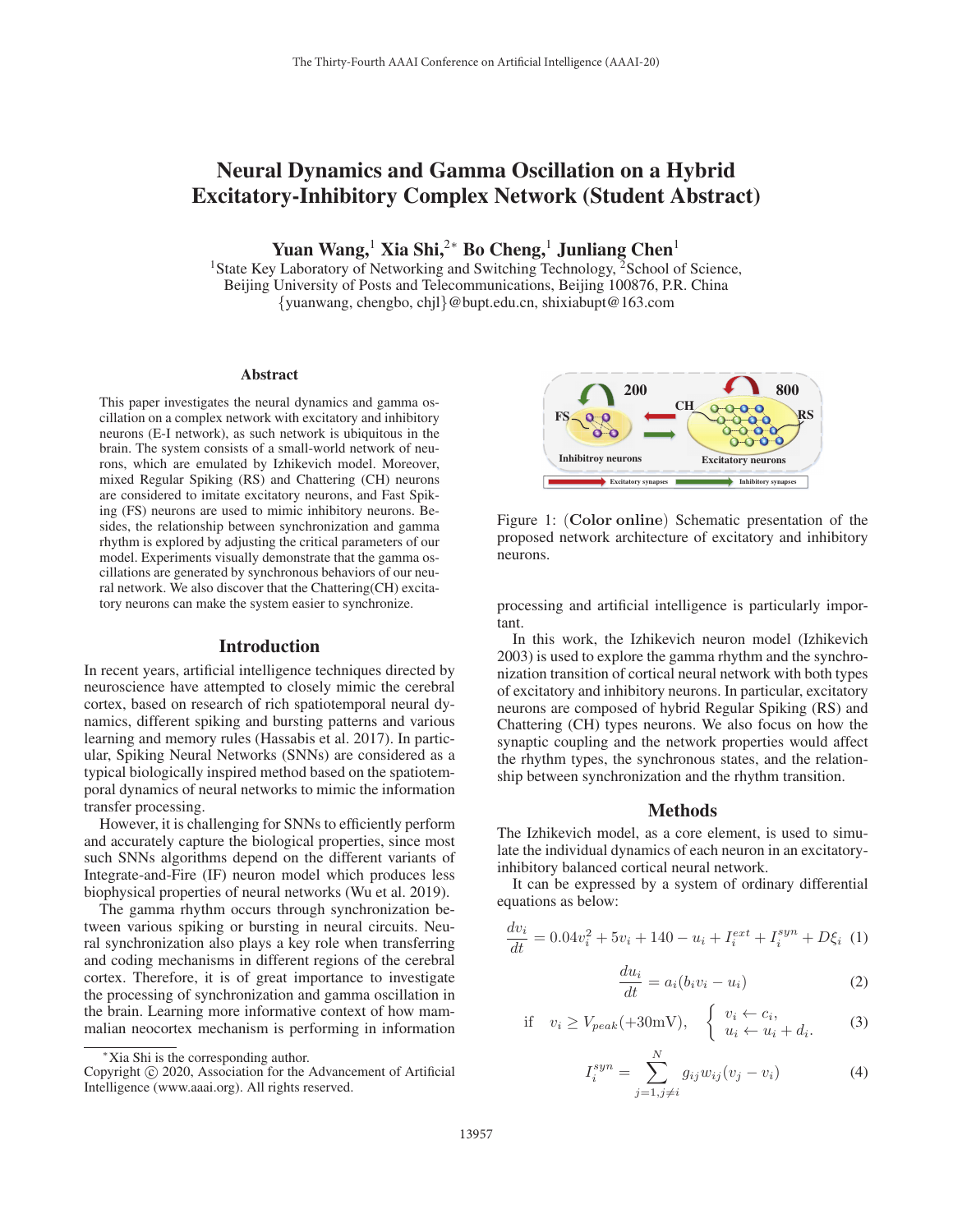# Neural Dynamics and Gamma Oscillation on a Hybrid Excitatory-Inhibitory Complex Network (Student Abstract)

**Yuan Wang,[1] Xia Shi,[2*] Bo Cheng,[1] Junliang Chen[1]**

[1]State Key Laboratory of Networking and Switching Technology, [2]School of Science,
Beijing University of Posts and Telecommunications, Beijing 100876, P.R. China
{yuanwang, chengbo, chjl}@bupt.edu.cn, shixiabupt@163.com

### Abstract

This paper investigates the neural dynamics and gamma oscillation on a complex network with excitatory and inhibitory neurons (E-I network), as such network is ubiquitous in the brain. The system consists of a small-world network of neurons, which are emulated by Izhikevich model. Moreover, mixed Regular Spiking (RS) and Chattering (CH) neurons are considered to imitate excitatory neurons, and Fast Spiking (FS) neurons are used to mimic inhibitory neurons. Besides, the relationship between synchronization and gamma rhythm is explored by adjusting the critical parameters of our model. Experiments visually demonstrate that the gamma oscillations are generated by synchronous behaviors of our neural network. We also discover that the Chattering(CH) excitatory neurons can make the system easier to synchronize.

## Introduction

In recent years, artificial intelligence techniques directed by neuroscience have attempted to closely mimic the cerebral cortex, based on research of rich spatiotemporal neural dynamics, different spiking and bursting patterns and various learning and memory rules (Hassabis et al. 2017). In particular, Spiking Neural Networks (SNNs) are considered as a typical biologically inspired method based on the spatiotemporal dynamics of neural networks to mimic the information transfer processing.

However, it is challenging for SNNs to efficiently perform and accurately capture the biological properties, since most such SNNs algorithms depend on the different variants of Integrate-and-Fire (IF) neuron model which produces less biophysical properties of neural networks (Wu et al. 2019).

The gamma rhythm occurs through synchronization between various spiking or bursting in neural circuits. Neural synchronization also plays a key role when transferring and coding mechanisms in different regions of the cerebral cortex. Therefore, it is of great importance to investigate the processing of synchronization and gamma oscillation in the brain. Learning more informative context of how mammalian neocortex mechanism is performing in information processing and artificial intelligence is particularly important.

Figure 1: (**Color online**) Schematic presentation of the proposed network architecture of excitatory and inhibitory neurons.

In this work, the Izhikevich neuron model (Izhikevich 2003) is used to explore the gamma rhythm and the synchronization transition of cortical neural network with both types of excitatory and inhibitory neurons. In particular, excitatory neurons are composed of hybrid Regular Spiking (RS) and Chattering (CH) types neurons. We also focus on how the synaptic coupling and the network properties would affect the rhythm types, the synchronous states, and the relationship between synchronization and the rhythm transition.

## Methods

The Izhikevich model, as a core element, is used to simulate the individual dynamics of each neuron in an excitatory-inhibitory balanced cortical neural network.

It can be expressed by a system of ordinary differential equations as below:

$$\frac{dv_i}{dt} = 0.04v_i^2 + 5v_i + 140 - u_i + I_i^{ext} + I_i^{syn} + D\xi_i \quad (1)$$

$$\frac{du_i}{dt} = a_i(b_i v_i - u_i) \quad (2)$$

$$\text{if} \quad v_i \geq V_{peak}(+30\text{mV}), \quad \begin{cases} v_i \leftarrow c_i, \\ u_i \leftarrow u_i + d_i. \end{cases} \quad (3)$$

$$I_i^{syn} = \sum_{j=1, j \neq i}^{N} g_{ij} w_{ij} (v_j - v_i) \quad (4)$$

*Xia Shi is the corresponding author.
Copyright © 2020, Association for the Advancement of Artificial Intelligence (www.aaai.org). All rights reserved.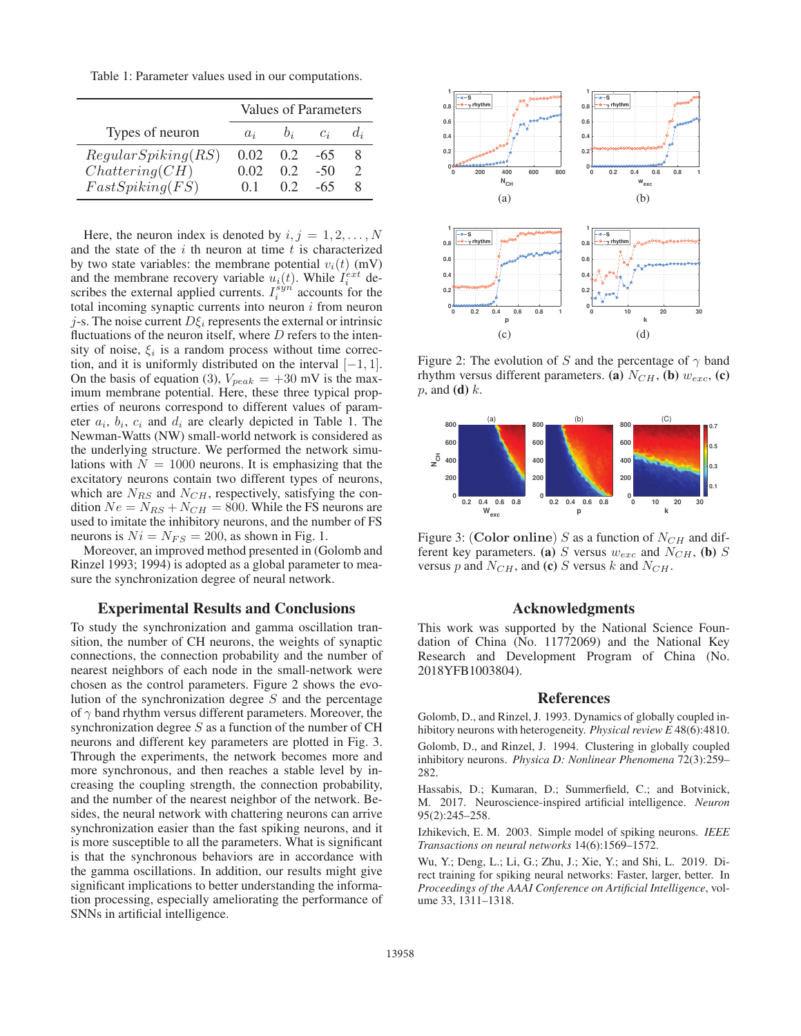Table 1: Parameter values used in our computations.

| Types of neuron | Values of Parameters | | | |
|---|---|---|---|---|
| | $a_i$ | $b_i$ | $c_i$ | $d_i$ |
| $RegularSpiking(RS)$ | 0.02 | 0.2 | -65 | 8 |
| $Chattering(CH)$ | 0.02 | 0.2 | -50 | 2 |
| $FastSpiking(FS)$ | 0.1 | 0.2 | -65 | 8 |

Here, the neuron index is denoted by $i, j = 1, 2, \ldots, N$ and the state of the $i$ th neuron at time $t$ is characterized by two state variables: the membrane potential $v_i(t)$ (mV) and the membrane recovery variable $u_i(t)$. While $I_i^{ext}$ describes the external applied currents. $I_i^{syn}$ accounts for the total incoming synaptic currents into neuron $i$ from neuron $j$-s. The noise current $D\xi_i$ represents the external or intrinsic fluctuations of the neuron itself, where $D$ refers to the intensity of noise, $\xi_i$ is a random process without time correction, and it is uniformly distributed on the interval $[-1, 1]$. On the basis of equation (3), $V_{peak} = +30$ mV is the maximum membrane potential. Here, these three typical properties of neurons correspond to different values of parameter $a_i$, $b_i$, $c_i$ and $d_i$ are clearly depicted in Table 1. The Newman-Watts (NW) small-world network is considered as the underlying structure. We performed the network simulations with $N = 1000$ neurons. It is emphasizing that the excitatory neurons contain two different types of neurons, which are $N_{RS}$ and $N_{CH}$, respectively, satisfying the condition $Ne = N_{RS} + N_{CH} = 800$. While the FS neurons are used to imitate the inhibitory neurons, and the number of FS neurons is $Ni = N_{FS} = 200$, as shown in Fig. 1.

Moreover, an improved method presented in (Golomb and Rinzel 1993; 1994) is adopted as a global parameter to measure the synchronization degree of neural network.

## Experimental Results and Conclusions

To study the synchronization and gamma oscillation transition, the number of CH neurons, the weights of synaptic connections, the connection probability and the number of nearest neighbors of each node in the small-network were chosen as the control parameters. Figure 2 shows the evolution of the synchronization degree $S$ and the percentage of $\gamma$ band rhythm versus different parameters. Moreover, the synchronization degree $S$ as a function of the number of CH neurons and different key parameters are plotted in Fig. 3. Through the experiments, the network becomes more and more synchronous, and then reaches a stable level by increasing the coupling strength, the connection probability, and the number of the nearest neighbor of the network. Besides, the neural network with chattering neurons can arrive synchronization easier than the fast spiking neurons, and it is more susceptible to all the parameters. What is significant is that the synchronous behaviors are in accordance with the gamma oscillations. In addition, our results might give significant implications to better understanding the information processing, especially ameliorating the performance of SNNs in artificial intelligence.

Figure 2: The evolution of $S$ and the percentage of $\gamma$ band rhythm versus different parameters. **(a)** $N_{CH}$, **(b)** $w_{exc}$, **(c)** $p$, and **(d)** $k$.

Figure 3: (**Color online**) $S$ as a function of $N_{CH}$ and different key parameters. **(a)** $S$ versus $w_{exc}$ and $N_{CH}$, **(b)** $S$ versus $p$ and $N_{CH}$, and **(c)** $S$ versus $k$ and $N_{CH}$.

## Acknowledgments

This work was supported by the National Science Foundation of China (No. 11772069) and the National Key Research and Development Program of China (No. 2018YFB1003804).

## References

Golomb, D., and Rinzel, J. 1993. Dynamics of globally coupled inhibitory neurons with heterogeneity. *Physical review E* 48(6):4810.

Golomb, D., and Rinzel, J. 1994. Clustering in globally coupled inhibitory neurons. *Physica D: Nonlinear Phenomena* 72(3):259–282.

Hassabis, D.; Kumaran, D.; Summerfield, C.; and Botvinick, M. 2017. Neuroscience-inspired artificial intelligence. *Neuron* 95(2):245–258.

Izhikevich, E. M. 2003. Simple model of spiking neurons. *IEEE Transactions on neural networks* 14(6):1569–1572.

Wu, Y.; Deng, L.; Li, G.; Zhu, J.; Xie, Y.; and Shi, L. 2019. Direct training for spiking neural networks: Faster, larger, better. In *Proceedings of the AAAI Conference on Artificial Intelligence*, volume 33, 1311–1318.